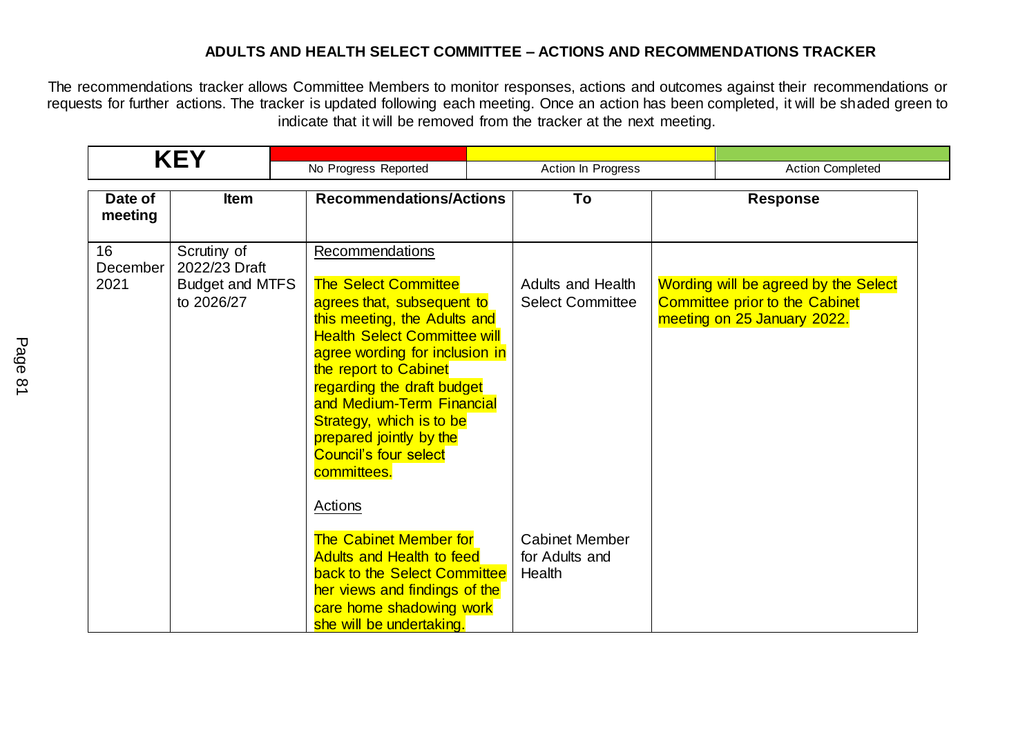## ADULTS AND HEALTH SELECT COMMITTEE – ACTIONS AND RECOMMENDATIONS TRACKER

The recommendations tracker allows Committee Members to monitor responses, actions and outcomes against their recommendations or requests for further actions. The tracker is updated following each meeting. Once an action has been completed, it will be shaded green to indicate that it will be removed from the tracker at the next meeting.

| KEY | | | |
|---|---|---|---|
| | No Progress Reported | Action In Progress | Action Completed |

| Date of meeting | Item | Recommendations/Actions | To | Response |
|---|---|---|---|---|
| 16 December 2021 | Scrutiny of 2022/23 Draft Budget and MTFS to 2026/27 | Recommendations<br><br>The Select Committee agrees that, subsequent to this meeting, the Adults and Health Select Committee will agree wording for inclusion in the report to Cabinet regarding the draft budget and Medium-Term Financial Strategy, which is to be prepared jointly by the Council's four select committees. | Adults and Health Select Committee | Wording will be agreed by the Select Committee prior to the Cabinet meeting on 25 January 2022. |
| | | Actions<br><br>The Cabinet Member for Adults and Health to feed back to the Select Committee her views and findings of the care home shadowing work she will be undertaking. | Cabinet Member for Adults and Health | |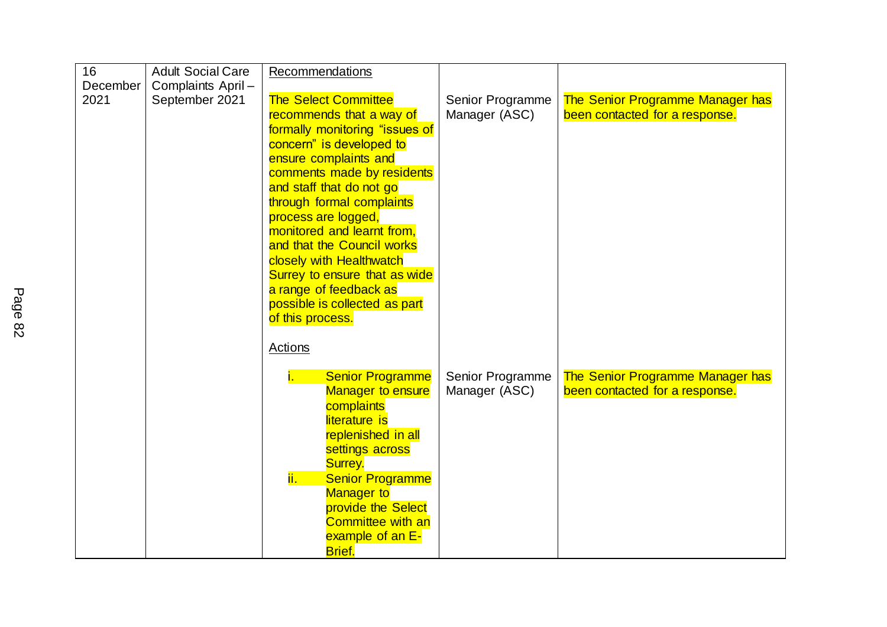| | | | | |
|---|---|---|---|---|
| 16 December 2021 | Adult Social Care Complaints April – September 2021 | Recommendations<br><br>The Select Committee recommends that a way of formally monitoring "issues of concern" is developed to ensure complaints and comments made by residents and staff that do not go through formal complaints process are logged, monitored and learnt from, and that the Council works closely with Healthwatch Surrey to ensure that as wide a range of feedback as possible is collected as part of this process. | Senior Programme Manager (ASC) | The Senior Programme Manager has been contacted for a response. |
| | | Actions<br><br>i. Senior Programme Manager to ensure complaints literature is replenished in all settings across Surrey.<br>ii. Senior Programme Manager to provide the Select Committee with an example of an E-Brief. | Senior Programme Manager (ASC) | The Senior Programme Manager has been contacted for a response. |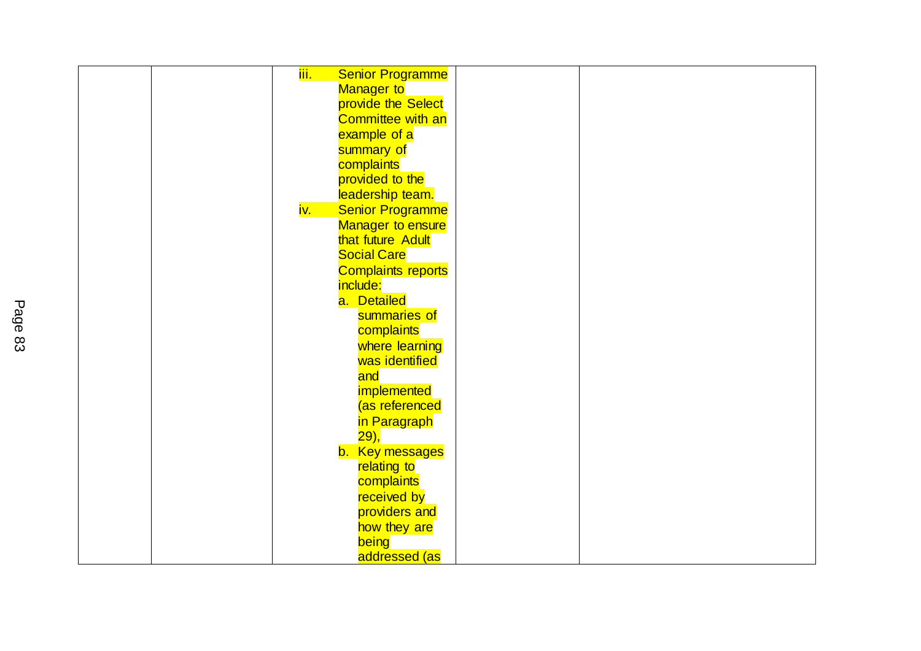| | | | | |
|---|---|---|---|---|
| | | iii. Senior Programme Manager to provide the Select Committee with an example of a summary of complaints provided to the leadership team.<br>iv. Senior Programme Manager to ensure that future Adult Social Care Complaints reports include:<br>a. Detailed summaries of complaints where learning was identified and implemented (as referenced in Paragraph 29),<br>b. Key messages relating to complaints received by providers and how they are being addressed (as | | |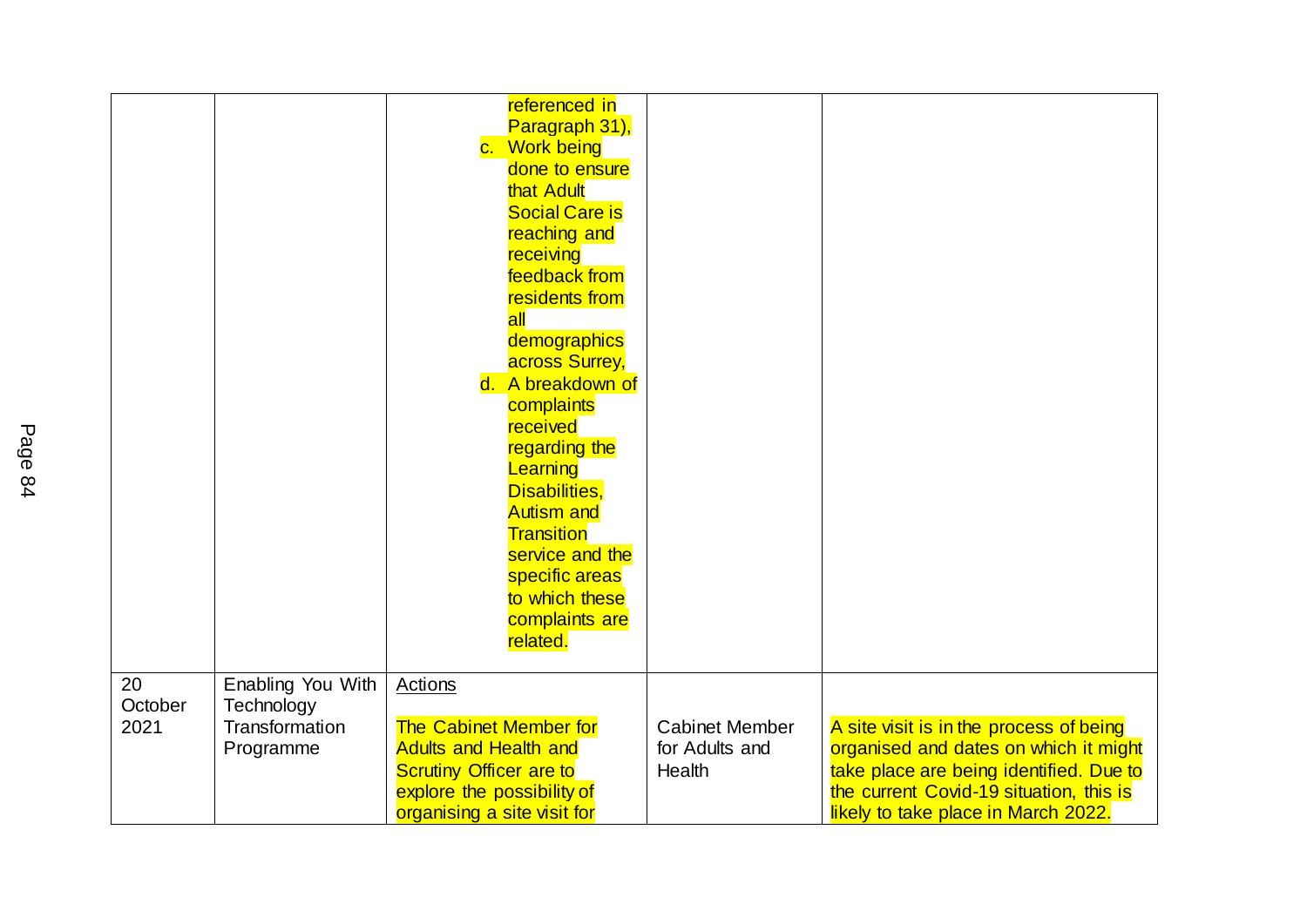| | | | | |
|---|---|---|---|---|
| | | referenced in Paragraph 31),<br>c. Work being done to ensure that Adult Social Care is reaching and receiving feedback from residents from all demographics across Surrey,<br>d. A breakdown of complaints received regarding the Learning Disabilities, Autism and Transition service and the specific areas to which these complaints are related. | | |
| 20 October 2021 | Enabling You With Technology Transformation Programme | Actions<br><br>The Cabinet Member for Adults and Health and Scrutiny Officer are to explore the possibility of organising a site visit for | Cabinet Member for Adults and Health | A site visit is in the process of being organised and dates on which it might take place are being identified. Due to the current Covid-19 situation, this is likely to take place in March 2022. |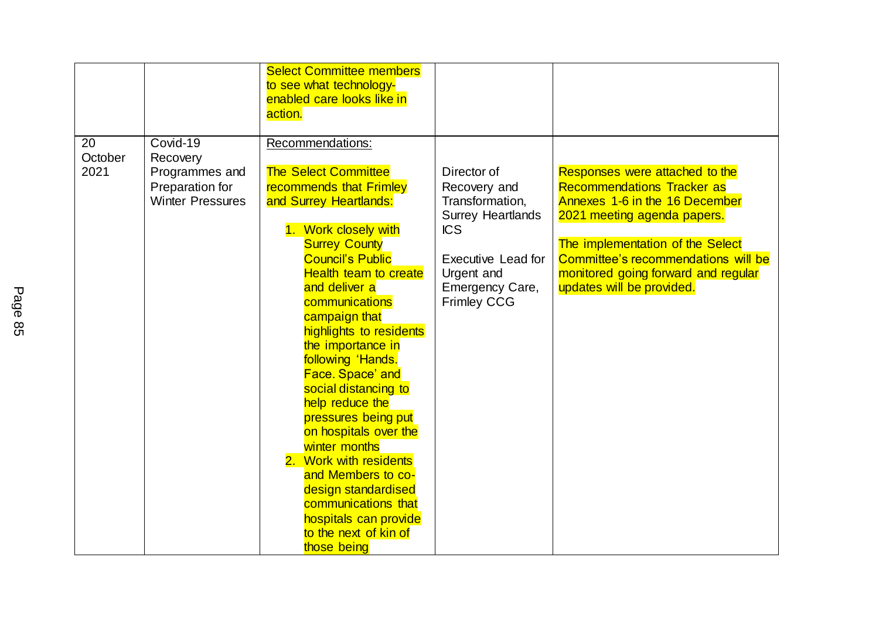| | | | | |
|---|---|---|---|---|
| | | Select Committee members to see what technology-enabled care looks like in action. | | |
| 20 October 2021 | Covid-19 Recovery Programmes and Preparation for Winter Pressures | Recommendations:<br><br>The Select Committee recommends that Frimley and Surrey Heartlands:<br><br>1. Work closely with Surrey County Council's Public Health team to create and deliver a communications campaign that highlights to residents the importance in following 'Hands. Face. Space' and social distancing to help reduce the pressures being put on hospitals over the winter months<br>2. Work with residents and Members to co-design standardised communications that hospitals can provide to the next of kin of those being | Director of Recovery and Transformation, Surrey Heartlands ICS<br><br>Executive Lead for Urgent and Emergency Care, Frimley CCG | Responses were attached to the Recommendations Tracker as Annexes 1-6 in the 16 December 2021 meeting agenda papers.<br><br>The implementation of the Select Committee's recommendations will be monitored going forward and regular updates will be provided. |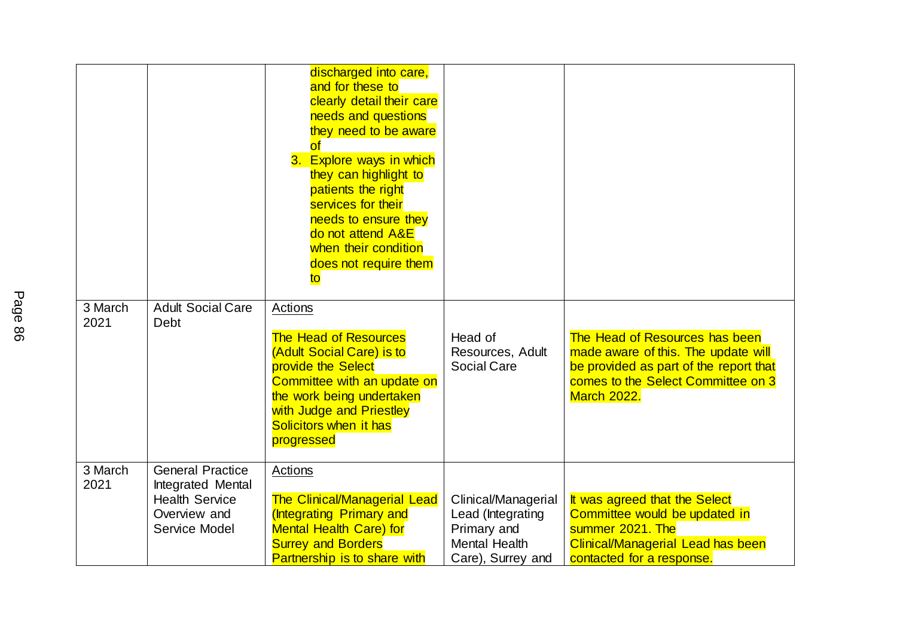| | | | | |
|---|---|---|---|---|
| | | discharged into care, and for these to clearly detail their care needs and questions they need to be aware of<br>3. Explore ways in which they can highlight to patients the right services for their needs to ensure they do not attend A&E when their condition does not require them to | | |
| 3 March 2021 | Adult Social Care Debt | <u>Actions</u><br><br>The Head of Resources (Adult Social Care) is to provide the Select Committee with an update on the work being undertaken with Judge and Priestley Solicitors when it has progressed | Head of Resources, Adult Social Care | The Head of Resources has been made aware of this. The update will be provided as part of the report that comes to the Select Committee on 3 March 2022. |
| 3 March 2021 | General Practice Integrated Mental Health Service Overview and Service Model | <u>Actions</u><br><br>The Clinical/Managerial Lead (Integrating Primary and Mental Health Care) for Surrey and Borders Partnership is to share with | Clinical/Managerial Lead (Integrating Primary and Mental Health Care), Surrey and | It was agreed that the Select Committee would be updated in summer 2021. The Clinical/Managerial Lead has been contacted for a response. |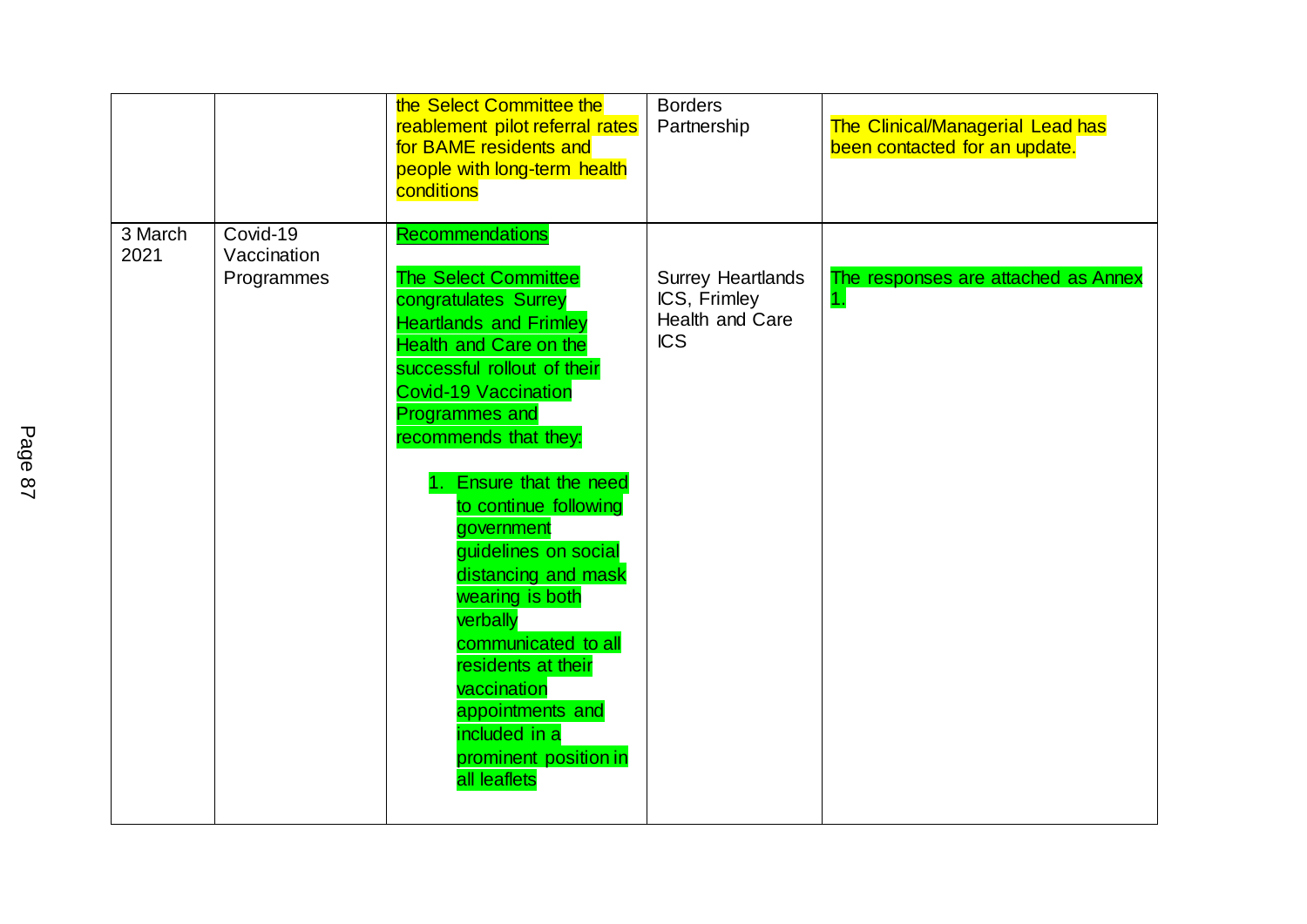| | | | | |
|---|---|---|---|---|
| | | the Select Committee the reablement pilot referral rates for BAME residents and people with long-term health conditions | Borders Partnership | The Clinical/Managerial Lead has been contacted for an update. |
| 3 March 2021 | Covid-19 Vaccination Programmes | Recommendations<br><br>The Select Committee congratulates Surrey Heartlands and Frimley Health and Care on the successful rollout of their Covid-19 Vaccination Programmes and recommends that they:<br><br>1. Ensure that the need to continue following government guidelines on social distancing and mask wearing is both verbally communicated to all residents at their vaccination appointments and included in a prominent position in all leaflets | Surrey Heartlands ICS, Frimley Health and Care ICS | The responses are attached as Annex 1. |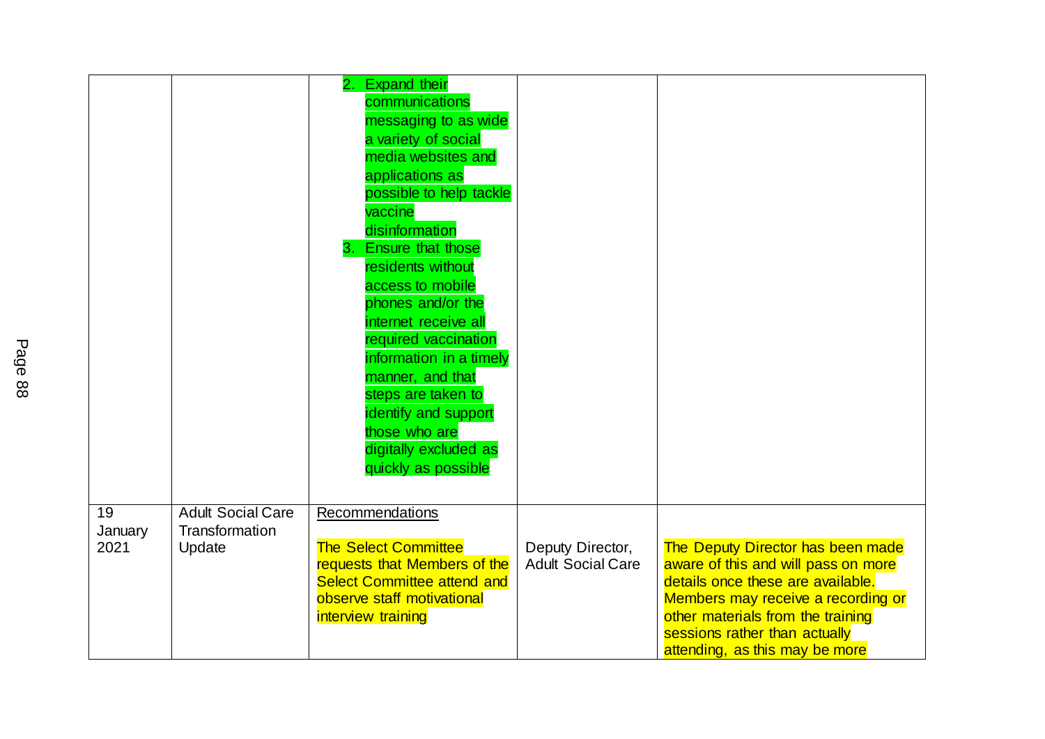| | | | | |
|---|---|---|---|---|
| | | 2. Expand their communications messaging to as wide a variety of social media websites and applications as possible to help tackle vaccine disinformation<br>3. Ensure that those residents without access to mobile phones and/or the internet receive all required vaccination information in a timely manner, and that steps are taken to identify and support those who are digitally excluded as quickly as possible | | |
| 19 January 2021 | Adult Social Care Transformation Update | Recommendations<br><br>The Select Committee requests that Members of the Select Committee attend and observe staff motivational interview training | Deputy Director, Adult Social Care | The Deputy Director has been made aware of this and will pass on more details once these are available. Members may receive a recording or other materials from the training sessions rather than actually attending, as this may be more |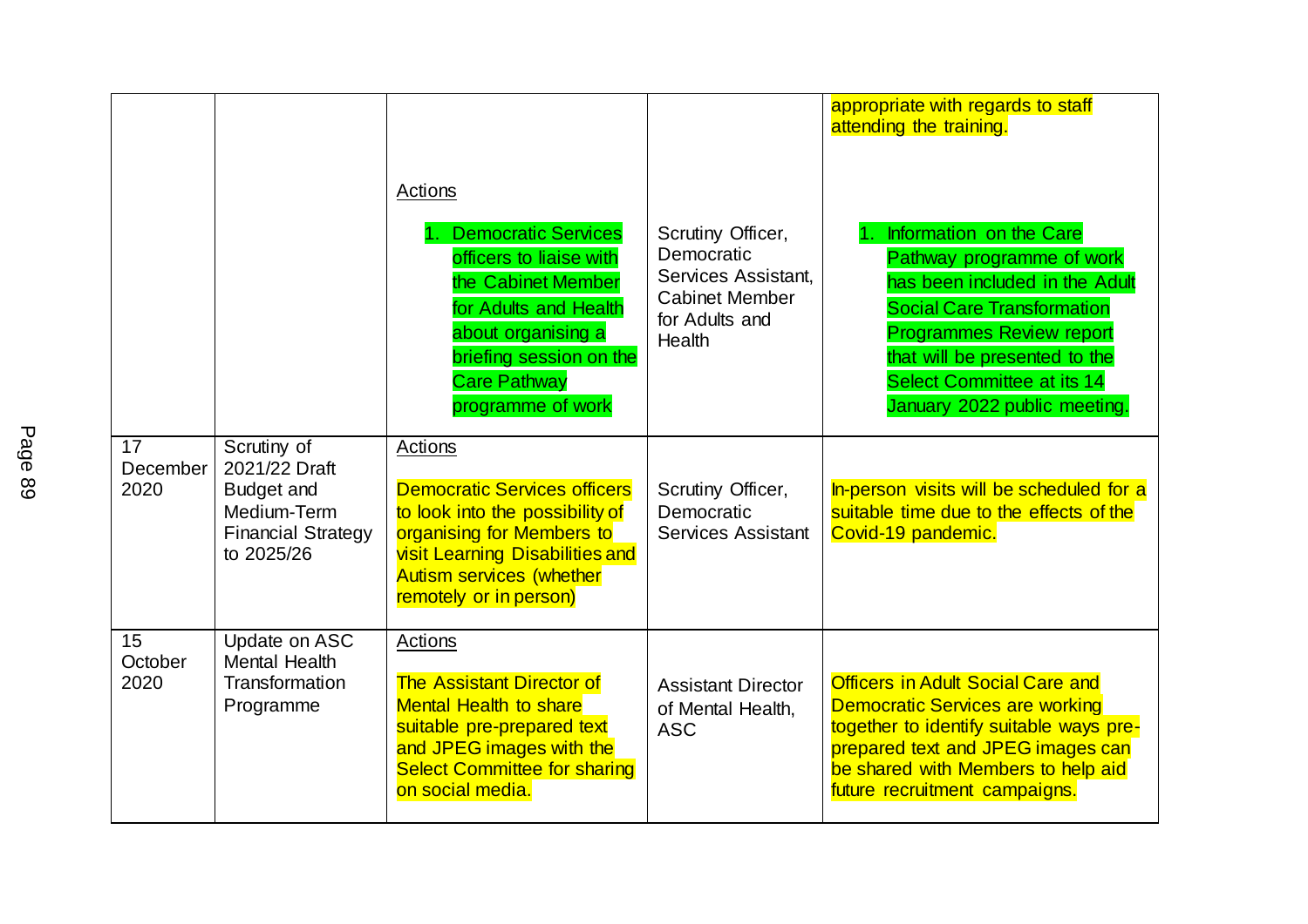| | | | | |
|---|---|---|---|---|
| | | | | appropriate with regards to staff attending the training. |
| | | Actions<br><br>1. Democratic Services officers to liaise with the Cabinet Member for Adults and Health about organising a briefing session on the Care Pathway programme of work | Scrutiny Officer, Democratic Services Assistant, Cabinet Member for Adults and Health | 1. Information on the Care Pathway programme of work has been included in the Adult Social Care Transformation Programmes Review report that will be presented to the Select Committee at its 14 January 2022 public meeting. |
| 17 December 2020 | Scrutiny of 2021/22 Draft Budget and Medium-Term Financial Strategy to 2025/26 | Actions<br><br>Democratic Services officers to look into the possibility of organising for Members to visit Learning Disabilities and Autism services (whether remotely or in person) | Scrutiny Officer, Democratic Services Assistant | In-person visits will be scheduled for a suitable time due to the effects of the Covid-19 pandemic. |
| 15 October 2020 | Update on ASC Mental Health Transformation Programme | Actions<br><br>The Assistant Director of Mental Health to share suitable pre-prepared text and JPEG images with the Select Committee for sharing on social media. | Assistant Director of Mental Health, ASC | Officers in Adult Social Care and Democratic Services are working together to identify suitable ways pre-prepared text and JPEG images can be shared with Members to help aid future recruitment campaigns. |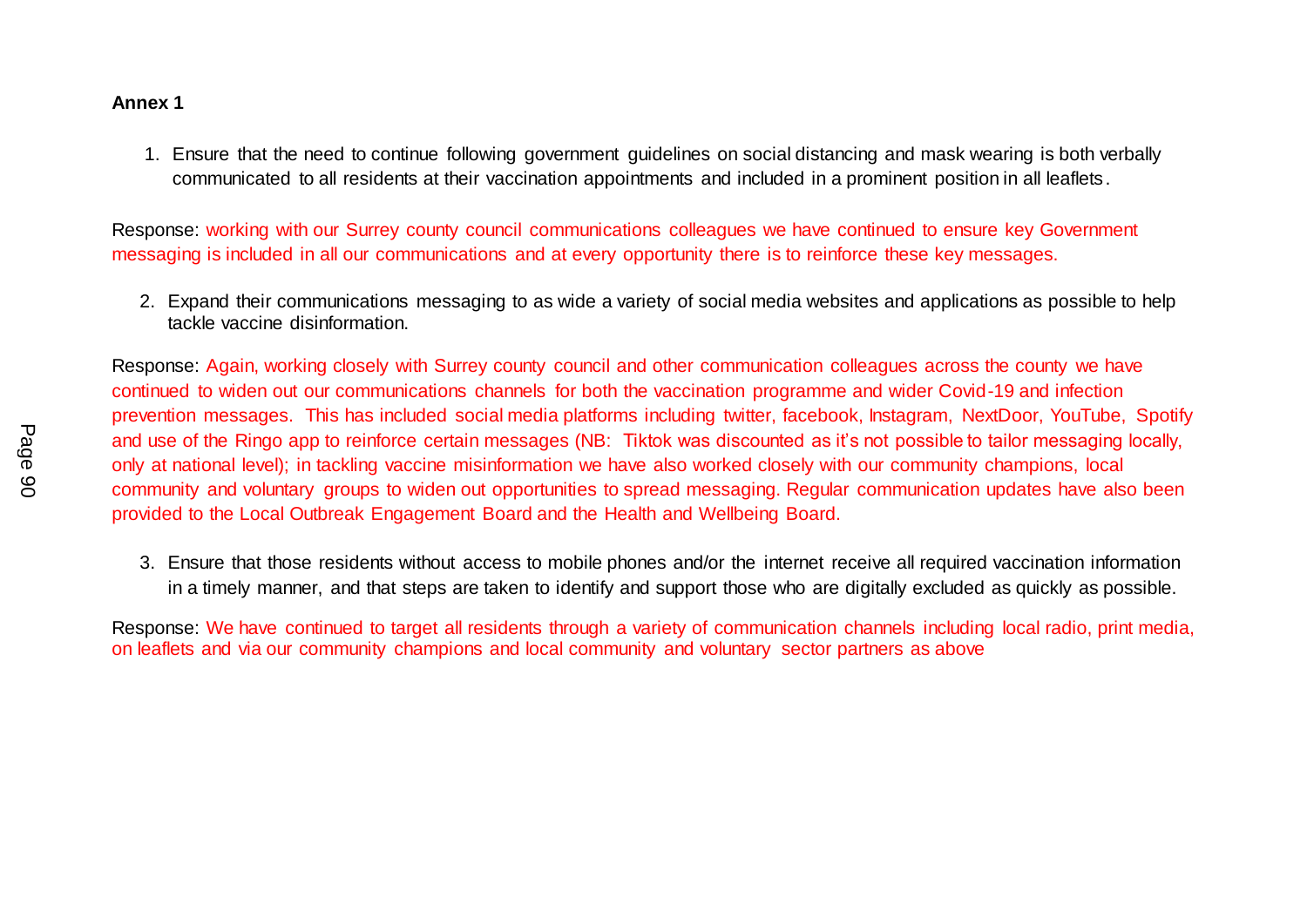**Annex 1**

1. Ensure that the need to continue following government guidelines on social distancing and mask wearing is both verbally communicated to all residents at their vaccination appointments and included in a prominent position in all leaflets.

Response: working with our Surrey county council communications colleagues we have continued to ensure key Government messaging is included in all our communications and at every opportunity there is to reinforce these key messages.

2. Expand their communications messaging to as wide a variety of social media websites and applications as possible to help tackle vaccine disinformation.

Response: Again, working closely with Surrey county council and other communication colleagues across the county we have continued to widen out our communications channels for both the vaccination programme and wider Covid-19 and infection prevention messages. This has included social media platforms including twitter, facebook, Instagram, NextDoor, YouTube, Spotify and use of the Ringo app to reinforce certain messages (NB: Tiktok was discounted as it's not possible to tailor messaging locally, only at national level); in tackling vaccine misinformation we have also worked closely with our community champions, local community and voluntary groups to widen out opportunities to spread messaging. Regular communication updates have also been provided to the Local Outbreak Engagement Board and the Health and Wellbeing Board.

3. Ensure that those residents without access to mobile phones and/or the internet receive all required vaccination information in a timely manner, and that steps are taken to identify and support those who are digitally excluded as quickly as possible.

Response: We have continued to target all residents through a variety of communication channels including local radio, print media, on leaflets and via our community champions and local community and voluntary sector partners as above